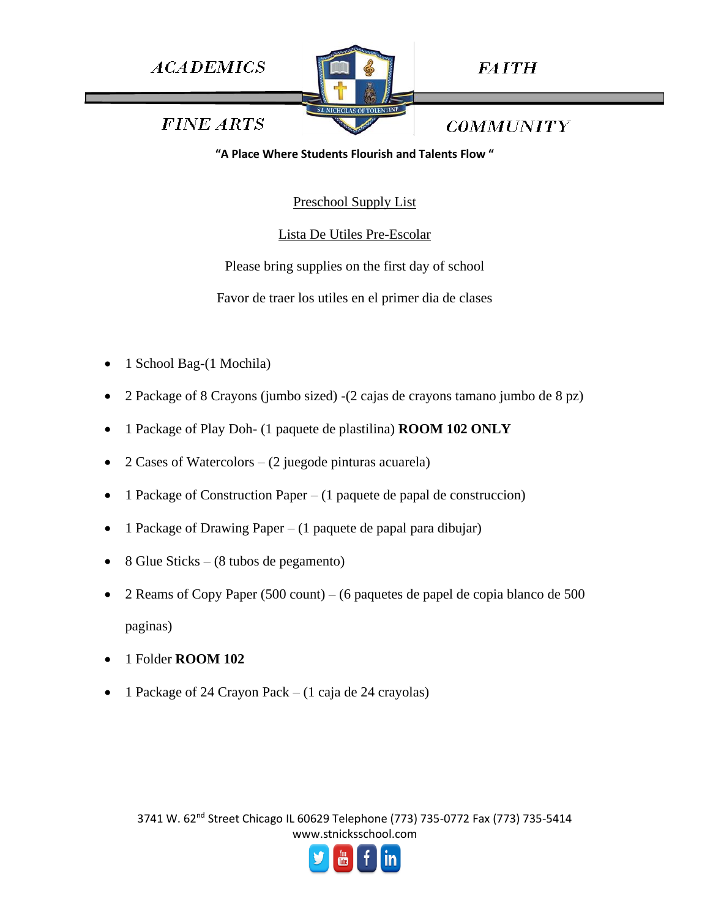ACADEMICS FAITH

FINE ARTS COMMUNITY

**"A Place Where Students Flourish and Talents Flow "**

Preschool Supply List

Lista De Utiles Pre-Escolar

Please bring supplies on the first day of school

Favor de traer los utiles en el primer dia de clases

- 1 School Bag-(1 Mochila)
- 2 Package of 8 Crayons (jumbo sized) -(2 cajas de crayons tamano jumbo de 8 pz)
- 1 Package of Play Doh- (1 paquete de plastilina) **ROOM 102 ONLY**
- 2 Cases of Watercolors – (2 juegode pinturas acuarela)
- 1 Package of Construction Paper – (1 paquete de papal de construccion)
- 1 Package of Drawing Paper – (1 paquete de papal para dibujar)
- 8 Glue Sticks – (8 tubos de pegamento)
- 2 Reams of Copy Paper (500 count) – (6 paquetes de papel de copia blanco de 500 paginas)
- 1 Folder **ROOM 102**
- 1 Package of 24 Crayon Pack – (1 caja de 24 crayolas)

3741 W. 62nd Street Chicago IL 60629 Telephone (773) 735-0772 Fax (773) 735-5414
www.stnicksschool.com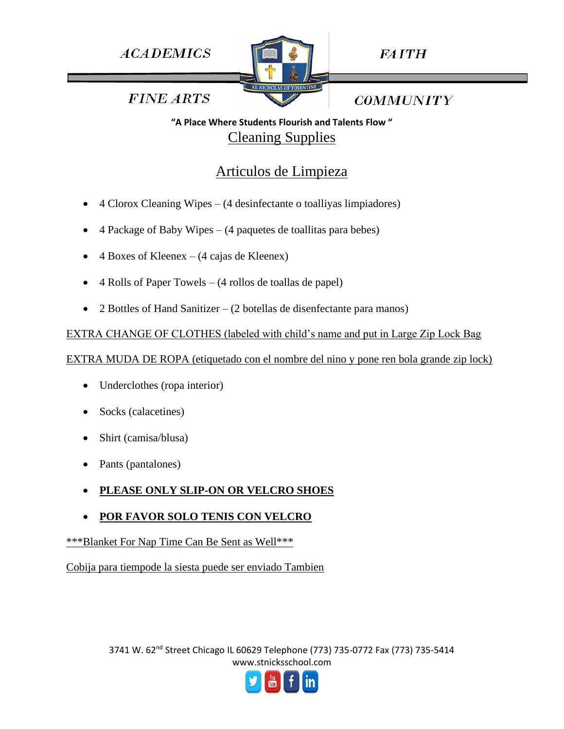ACADEMICS

FAITH

FINE ARTS

COMMUNITY

**"A Place Where Students Flourish and Talents Flow "**

# Cleaning Supplies

# Articulos de Limpieza

- 4 Clorox Cleaning Wipes – (4 desinfectante o toalliyas limpiadores)
- 4 Package of Baby Wipes – (4 paquetes de toallitas para bebes)
- 4 Boxes of Kleenex – (4 cajas de Kleenex)
- 4 Rolls of Paper Towels – (4 rollos de toallas de papel)
- 2 Bottles of Hand Sanitizer – (2 botellas de disenfectante para manos)

EXTRA CHANGE OF CLOTHES (labeled with child's name and put in Large Zip Lock Bag

EXTRA MUDA DE ROPA (etiquetado con el nombre del nino y pone ren bola grande zip lock)

- Underclothes (ropa interior)
- Socks (calacetines)
- Shirt (camisa/blusa)
- Pants (pantalones)
- **PLEASE ONLY SLIP-ON OR VELCRO SHOES**
- **POR FAVOR SOLO TENIS CON VELCRO**

***Blanket For Nap Time Can Be Sent as Well***

Cobija para tiempode la siesta puede ser enviado Tambien

3741 W. 62nd Street Chicago IL 60629 Telephone (773) 735-0772 Fax (773) 735-5414
www.stnicksschool.com